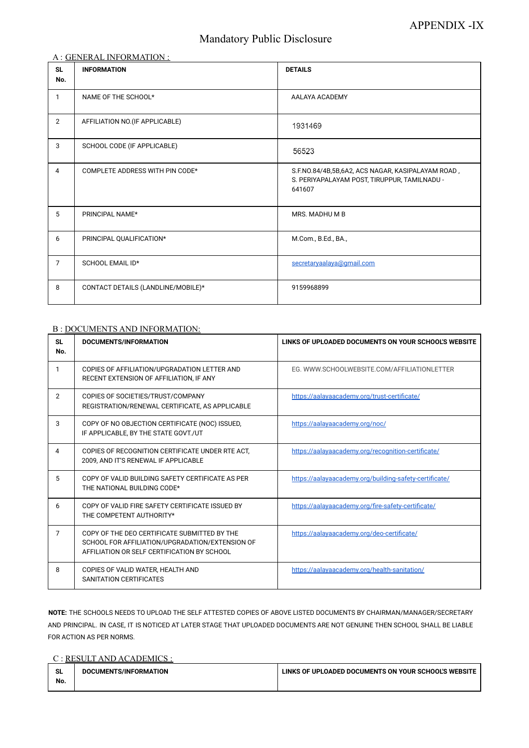APPENDIX -IX

# Mandatory Public Disclosure

## A : GENERAL INFORMATION :

| SL No. | INFORMATION | DETAILS |
|---|---|---|
| 1 | NAME OF THE SCHOOL* | AALAYA ACADEMY |
| 2 | AFFILIATION NO.(IF APPLICABLE) | 1931469 |
| 3 | SCHOOL CODE (IF APPLICABLE) | 56523 |
| 4 | COMPLETE ADDRESS WITH PIN CODE* | S.F.NO.84/4B,5B,6A2, ACS NAGAR, KASIPALAYAM ROAD , S. PERIYAPALAYAM POST, TIRUPPUR, TAMILNADU - 641607 |
| 5 | PRINCIPAL NAME* | MRS. MADHU M B |
| 6 | PRINCIPAL QUALIFICATION* | M.Com., B.Ed., BA., |
| 7 | SCHOOL EMAIL ID* | secretaryaalaya@gmail.com |
| 8 | CONTACT DETAILS (LANDLINE/MOBILE)* | 9159968899 |

## B : DOCUMENTS AND INFORMATION:

| SL No. | DOCUMENTS/INFORMATION | LINKS OF UPLOADED DOCUMENTS ON YOUR SCHOOL'S WEBSITE |
|---|---|---|
| 1 | COPIES OF AFFILIATION/UPGRADATION LETTER AND RECENT EXTENSION OF AFFILIATION, IF ANY | EG. WWW.SCHOOLWEBSITE.COM/AFFILIATIONLETTER |
| 2 | COPIES OF SOCIETIES/TRUST/COMPANY REGISTRATION/RENEWAL CERTIFICATE, AS APPLICABLE | https://aalayaacademy.org/trust-certificate/ |
| 3 | COPY OF NO OBJECTION CERTIFICATE (NOC) ISSUED, IF APPLICABLE, BY THE STATE GOVT./UT | https://aalayaacademy.org/noc/ |
| 4 | COPIES OF RECOGNITION CERTIFICATE UNDER RTE ACT, 2009, AND IT'S RENEWAL IF APPLICABLE | https://aalayaacademy.org/recognition-certificate/ |
| 5 | COPY OF VALID BUILDING SAFETY CERTIFICATE AS PER THE NATIONAL BUILDING CODE* | https://aalayaacademy.org/building-safety-certificate/ |
| 6 | COPY OF VALID FIRE SAFETY CERTIFICATE ISSUED BY THE COMPETENT AUTHORITY* | https://aalayaacademy.org/fire-safety-certificate/ |
| 7 | COPY OF THE DEO CERTIFICATE SUBMITTED BY THE SCHOOL FOR AFFILIATION/UPGRADATION/EXTENSION OF AFFILIATION OR SELF CERTIFICATION BY SCHOOL | https://aalayaacademy.org/deo-certificate/ |
| 8 | COPIES OF VALID WATER, HEALTH AND SANITATION CERTIFICATES | https://aalayaacademy.org/health-sanitation/ |

**NOTE:** THE SCHOOLS NEEDS TO UPLOAD THE SELF ATTESTED COPIES OF ABOVE LISTED DOCUMENTS BY CHAIRMAN/MANAGER/SECRETARY AND PRINCIPAL. IN CASE, IT IS NOTICED AT LATER STAGE THAT UPLOADED DOCUMENTS ARE NOT GENUINE THEN SCHOOL SHALL BE LIABLE FOR ACTION AS PER NORMS.

## C : RESULT AND ACADEMICS :

| SL No. | DOCUMENTS/INFORMATION | LINKS OF UPLOADED DOCUMENTS ON YOUR SCHOOL'S WEBSITE |
|---|---|---|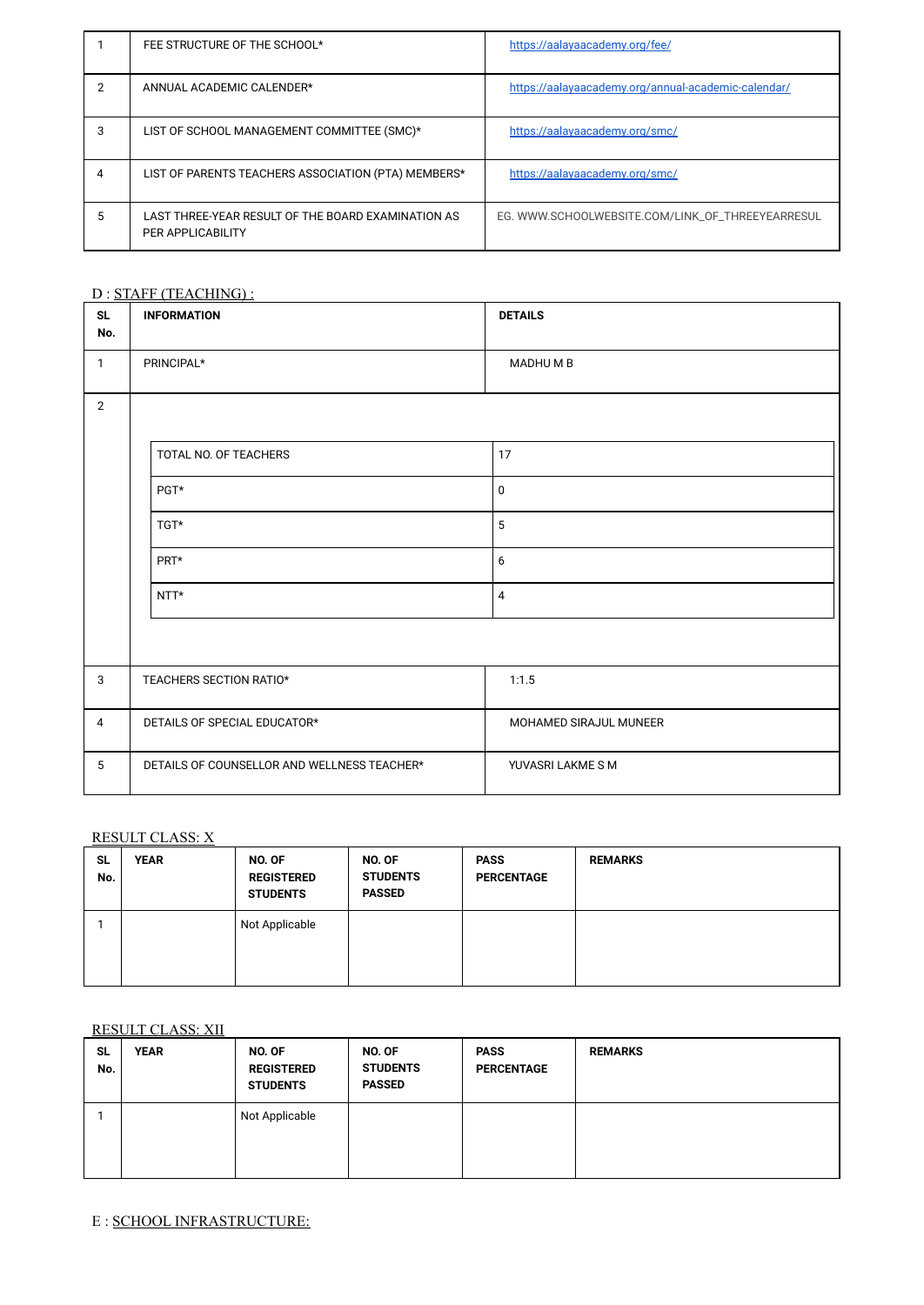| | | |
|---|---|---|
| 1 | FEE STRUCTURE OF THE SCHOOL* | https://aalayaacademy.org/fee/ |
| 2 | ANNUAL ACADEMIC CALENDER* | https://aalayaacademy.org/annual-academic-calendar/ |
| 3 | LIST OF SCHOOL MANAGEMENT COMMITTEE (SMC)* | https://aalayaacademy.org/smc/ |
| 4 | LIST OF PARENTS TEACHERS ASSOCIATION (PTA) MEMBERS* | https://aalayaacademy.org/smc/ |
| 5 | LAST THREE-YEAR RESULT OF THE BOARD EXAMINATION AS PER APPLICABILITY | EG. WWW.SCHOOLWEBSITE.COM/LINK_OF_THREEYEARRESUL |

D : STAFF (TEACHING) :

| SL No. | INFORMATION | DETAILS |
|---|---|---|
| 1 | PRINCIPAL* | MADHU M B |
| 2 | TOTAL NO. OF TEACHERS | 17 |
| | PGT* | 0 |
| | TGT* | 5 |
| | PRT* | 6 |
| | NTT* | 4 |
| 3 | TEACHERS SECTION RATIO* | 1:1.5 |
| 4 | DETAILS OF SPECIAL EDUCATOR* | MOHAMED SIRAJUL MUNEER |
| 5 | DETAILS OF COUNSELLOR AND WELLNESS TEACHER* | YUVASRI LAKME S M |

RESULT CLASS: X

| SL No. | YEAR | NO. OF REGISTERED STUDENTS | NO. OF STUDENTS PASSED | PASS PERCENTAGE | REMARKS |
|---|---|---|---|---|---|
| 1 | | Not Applicable | | | |

RESULT CLASS: XII

| SL No. | YEAR | NO. OF REGISTERED STUDENTS | NO. OF STUDENTS PASSED | PASS PERCENTAGE | REMARKS |
|---|---|---|---|---|---|
| 1 | | Not Applicable | | | |

E : SCHOOL INFRASTRUCTURE: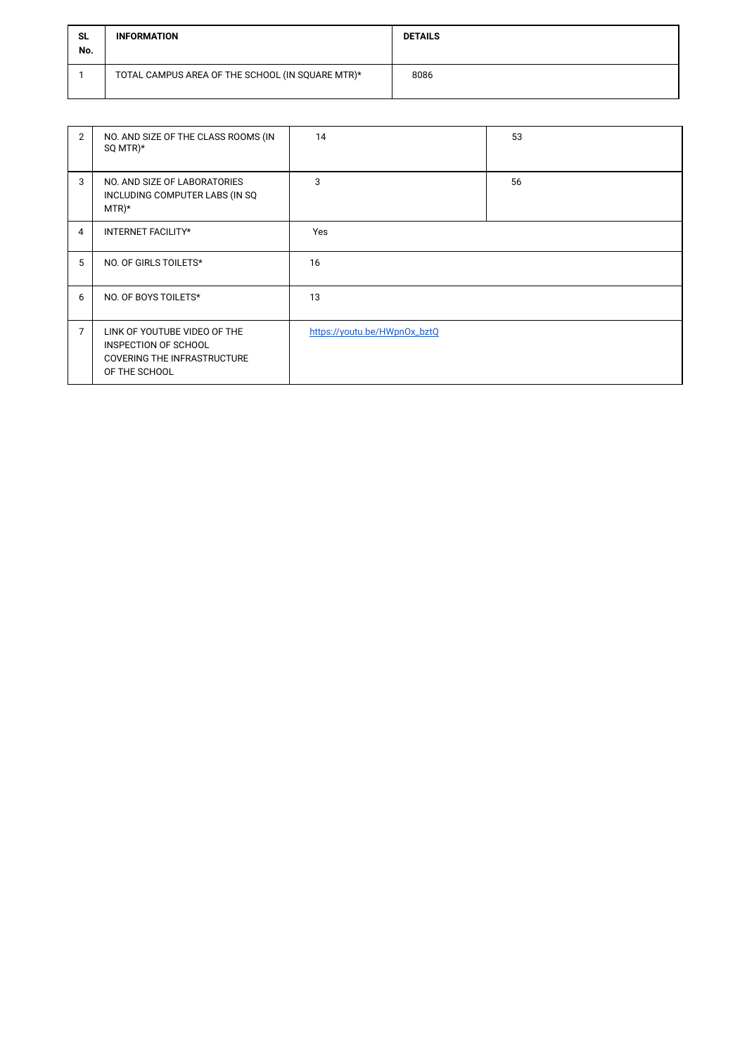| SL No. | INFORMATION | DETAILS | |
|---|---|---|---|
| 1 | TOTAL CAMPUS AREA OF THE SCHOOL (IN SQUARE MTR)* | 8086 | |
| 2 | NO. AND SIZE OF THE CLASS ROOMS (IN SQ MTR)* | 14 | 53 |
| 3 | NO. AND SIZE OF LABORATORIES INCLUDING COMPUTER LABS (IN SQ MTR)* | 3 | 56 |
| 4 | INTERNET FACILITY* | Yes | |
| 5 | NO. OF GIRLS TOILETS* | 16 | |
| 6 | NO. OF BOYS TOILETS* | 13 | |
| 7 | LINK OF YOUTUBE VIDEO OF THE INSPECTION OF SCHOOL COVERING THE INFRASTRUCTURE OF THE SCHOOL | https://youtu.be/HWpnOx_bztQ | |